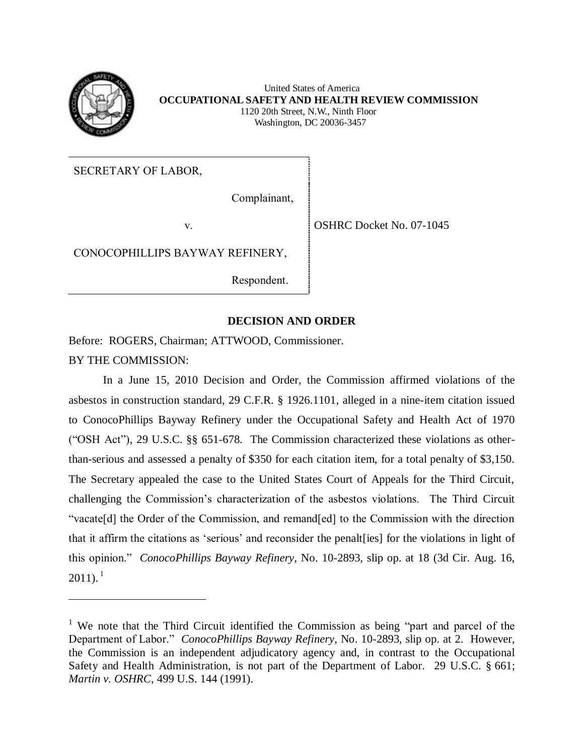United States of America
**OCCUPATIONAL SAFETY AND HEALTH REVIEW COMMISSION**
1120 20th Street, N.W., Ninth Floor
Washington, DC 20036-3457

SECRETARY OF LABOR,

Complainant,

v.

CONOCOPHILLIPS BAYWAY REFINERY,

Respondent.

OSHRC Docket No. 07-1045

## DECISION AND ORDER

Before: ROGERS, Chairman; ATTWOOD, Commissioner.

BY THE COMMISSION:

In a June 15, 2010 Decision and Order, the Commission affirmed violations of the asbestos in construction standard, 29 C.F.R. § 1926.1101, alleged in a nine-item citation issued to ConocoPhillips Bayway Refinery under the Occupational Safety and Health Act of 1970 ("OSH Act"), 29 U.S.C. §§ 651-678. The Commission characterized these violations as other-than-serious and assessed a penalty of $350 for each citation item, for a total penalty of $3,150. The Secretary appealed the case to the United States Court of Appeals for the Third Circuit, challenging the Commission's characterization of the asbestos violations. The Third Circuit "vacate[d] the Order of the Commission, and remand[ed] to the Commission with the direction that it affirm the citations as 'serious' and reconsider the penalt[ies] for the violations in light of this opinion." *ConocoPhillips Bayway Refinery*, No. 10-2893, slip op. at 18 (3d Cir. Aug. 16, 2011).[1]

---

[1] We note that the Third Circuit identified the Commission as being "part and parcel of the Department of Labor." *ConocoPhillips Bayway Refinery*, No. 10-2893, slip op. at 2. However, the Commission is an independent adjudicatory agency and, in contrast to the Occupational Safety and Health Administration, is not part of the Department of Labor. 29 U.S.C. § 661; *Martin v. OSHRC*, 499 U.S. 144 (1991).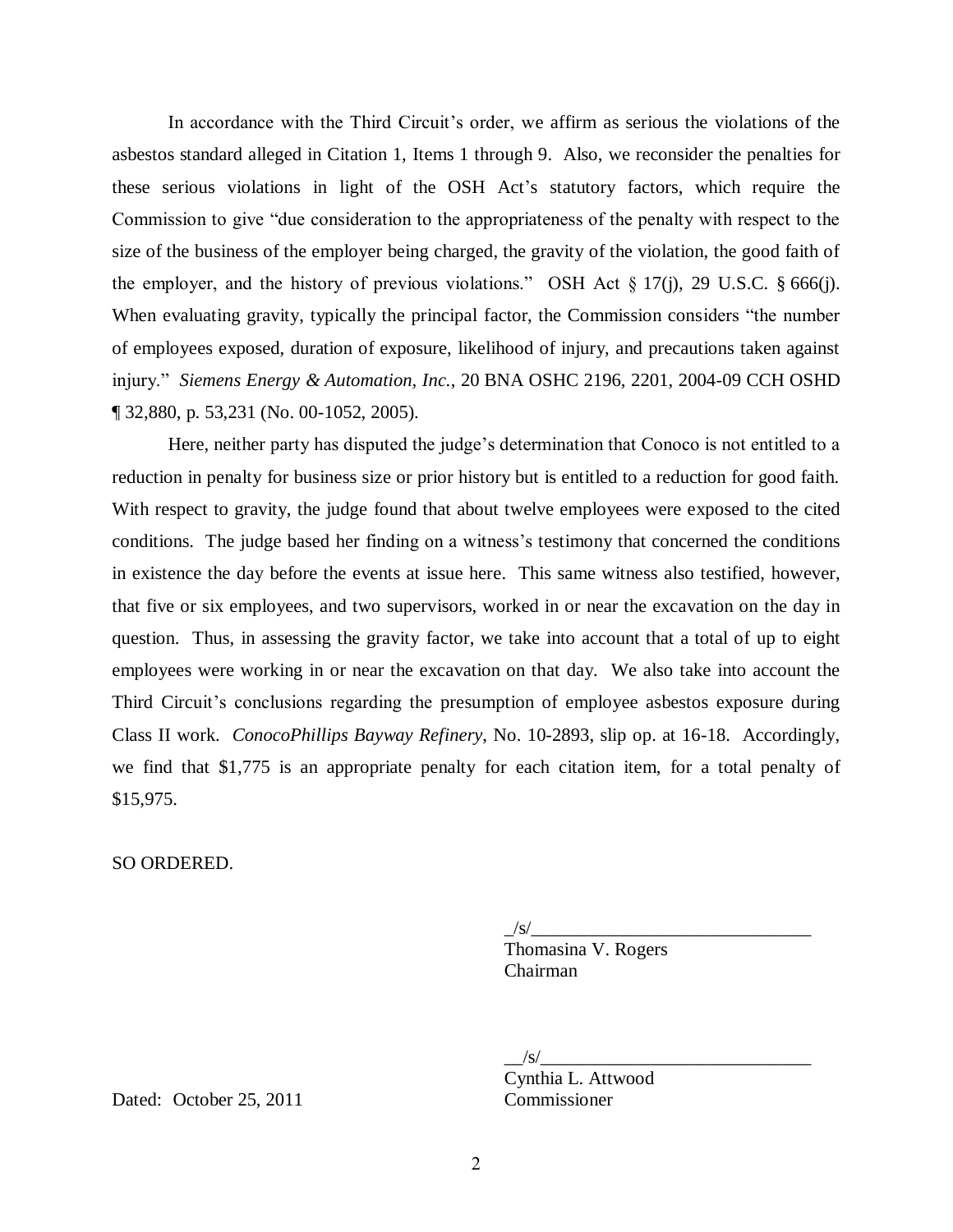In accordance with the Third Circuit's order, we affirm as serious the violations of the asbestos standard alleged in Citation 1, Items 1 through 9. Also, we reconsider the penalties for these serious violations in light of the OSH Act's statutory factors, which require the Commission to give "due consideration to the appropriateness of the penalty with respect to the size of the business of the employer being charged, the gravity of the violation, the good faith of the employer, and the history of previous violations." OSH Act § 17(j), 29 U.S.C. § 666(j). When evaluating gravity, typically the principal factor, the Commission considers "the number of employees exposed, duration of exposure, likelihood of injury, and precautions taken against injury." *Siemens Energy & Automation, Inc.*, 20 BNA OSHC 2196, 2201, 2004-09 CCH OSHD ¶ 32,880, p. 53,231 (No. 00-1052, 2005).

Here, neither party has disputed the judge's determination that Conoco is not entitled to a reduction in penalty for business size or prior history but is entitled to a reduction for good faith. With respect to gravity, the judge found that about twelve employees were exposed to the cited conditions. The judge based her finding on a witness's testimony that concerned the conditions in existence the day before the events at issue here. This same witness also testified, however, that five or six employees, and two supervisors, worked in or near the excavation on the day in question. Thus, in assessing the gravity factor, we take into account that a total of up to eight employees were working in or near the excavation on that day. We also take into account the Third Circuit's conclusions regarding the presumption of employee asbestos exposure during Class II work. *ConocoPhillips Bayway Refinery*, No. 10-2893, slip op. at 16-18. Accordingly, we find that $1,775 is an appropriate penalty for each citation item, for a total penalty of $15,975.

SO ORDERED.

_/s/______________________________
Thomasina V. Rogers
Chairman

__/s/_____________________________
Cynthia L. Attwood
Commissioner

Dated: October 25, 2011